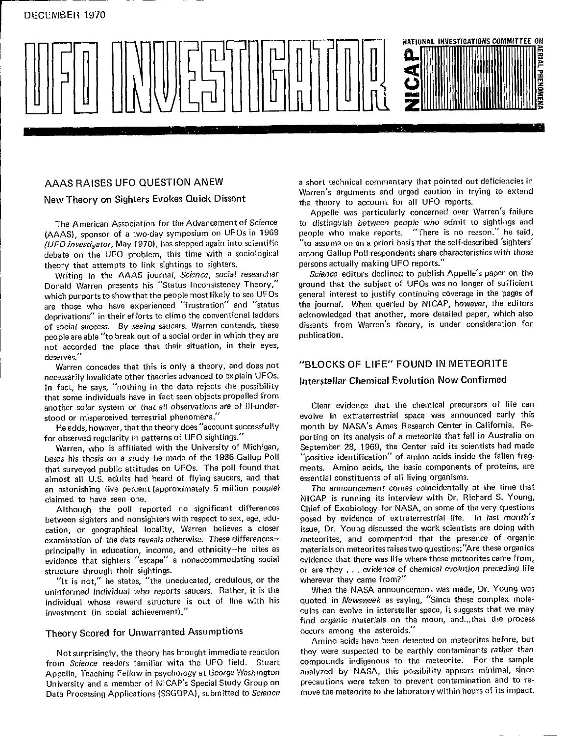DECEMBER 1970

# UFO INVESTIGATOR

NICAP — NATIONAL INVESTIGATIONS COMMITTEE ON AERIAL PHENOMENA

## AAAS RAISES UFO QUESTION ANEW

### New Theory on Sighters Evokes Quick Dissent

The American Association for the Advancement of Science (AAAS), sponsor of a two-day symposium on UFOs in 1969 (*UFO Investigator*, May 1970), has stepped again into scientific debate on the UFO problem, this time with a sociological theory that attempts to link sightings to sighters.

Writing in the AAAS journal, *Science*, social researcher Donald Warren presents his "Status Inconsistency Theory," which purports to show that the people most likely to see UFOs are those who have experienced "frustration" and "status deprivations" in their efforts to climb the conventional ladders of social success. By seeing saucers, Warren contends, these people are able "to break out of a social order in which they are not accorded the place that their situation, in their eyes, deserves."

Warren concedes that this is only a theory, and does not necessarily invalidate other theories advanced to explain UFOs. In fact, he says, "nothing in the data rejects the possibility that some individuals have in fact seen objects propelled from another solar system or that all observations are of ill-understood or misperceived terrestrial phenomena."

He adds, however, that the theory does "account successfully for observed regularity in patterns of UFO sightings."

Warren, who is affiliated with the University of Michigan, bases his thesis on a study he made of the 1966 Gallup Poll that surveyed public attitudes on UFOs. The poll found that almost all U.S. adults had heard of flying saucers, and that an astonishing five percent (approximately 5 million people) claimed to have seen one.

Although the poll reported no significant differences between sighters and nonsighters with respect to sex, age, education, or geographical locality, Warren believes a closer examination of the data reveals otherwise. These differences—principally in education, income, and ethnicity—he cites as evidence that sighters "escape" a nonaccommodating social structure through their sightings.

"It is not," he states, "the uneducated, credulous, or the uninformed individual who reports saucers. Rather, it is the individual whose reward structure is out of line with his investment (in social achievement)."

### Theory Scored for Unwarranted Assumptions

Not surprisingly, the theory has brought immediate reaction from *Science* readers familiar with the UFO field. Stuart Appelle, Teaching Fellow in psychology at George Washington University and a member of NICAP's Special Study Group on Data Processing Applications (SSGDPA), submitted to *Science* a short technical commentary that pointed out deficiencies in Warren's arguments and urged caution in trying to extend the theory to account for all UFO reports.

Appelle was particularly concerned over Warren's failure to distinguish between people who admit to sightings and people who make reports. "There is no reason," he said, "to assume on an a priori basis that the self-described 'sighters' among Gallup Poll respondents share characteristics with those persons actually making UFO reports."

*Science* editors declined to publish Appelle's paper on the ground that the subject of UFOs was no longer of sufficient general interest to justify continuing coverage in the pages of the journal. When queried by NICAP, however, the editors acknowledged that another, more detailed paper, which also dissents from Warren's theory, is under consideration for publication.

## "BLOCKS OF LIFE" FOUND IN METEORITE

### Interstellar Chemical Evolution Now Confirmed

Clear evidence that the chemical precursors of life can evolve in extraterrestrial space was announced early this month by NASA's Ames Research Center in California. Reporting on its analysis of a meteorite that fell in Australia on September 28, 1969, the Center said its scientists had made "positive identification" of amino acids inside the fallen fragments. Amino acids, the basic components of proteins, are essential constituents of all living organisms.

The announcement comes coincidentally at the time that NICAP is running its interview with Dr. Richard S. Young, Chief of Exobiology for NASA, on some of the very questions posed by evidence of extraterrestrial life. In last month's issue, Dr. Young discussed the work scientists are doing with meteorites, and commented that the presence of organic materials on meteorites raises two questions: "Are these organics evidence that there was life where these meteorites came from, or are they . . . evidence of chemical evolution preceding life wherever they came from?"

When the NASA announcement was made, Dr. Young was quoted in *Newsweek* as saying, "Since these complex molecules can evolve in interstellar space, it suggests that we may find organic materials on the moon, and...that the process occurs among the asteroids."

Amino acids have been detected on meteorites before, but they were suspected to be earthly contaminants rather than compounds indigenous to the meteorite. For the sample analyzed by NASA, this possibility appears minimal, since precautions were taken to prevent contamination and to remove the meteorite to the laboratory within hours of its impact.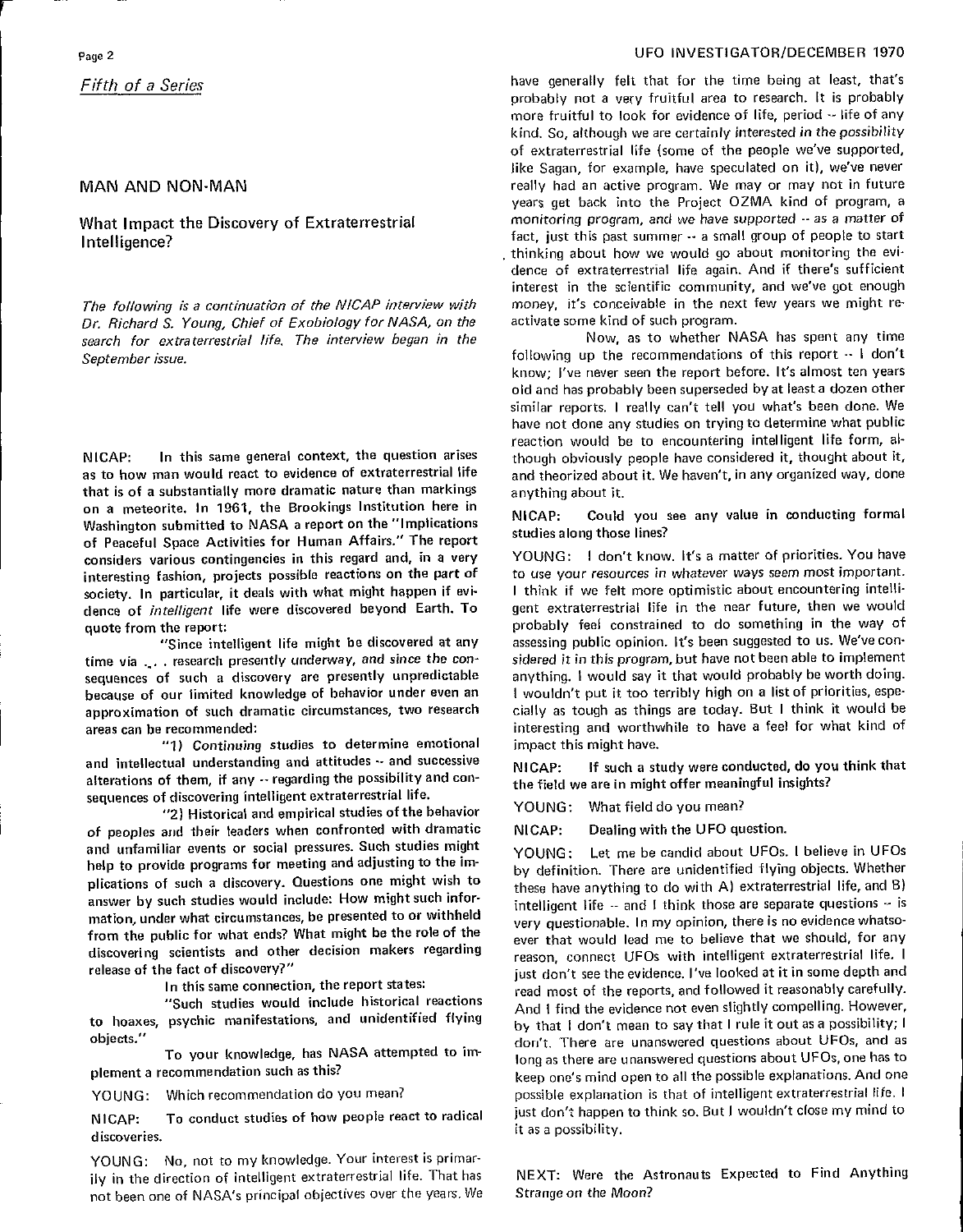*Fifth of a Series*

## MAN AND NON-MAN

### What Impact the Discovery of Extraterrestrial Intelligence?

*The following is a continuation of the NICAP interview with Dr. Richard S. Young, Chief of Exobiology for NASA, on the search for extraterrestrial life. The interview began in the September issue.*

**NICAP:** In this same general context, the question arises as to how man would react to evidence of extraterrestrial life that is of a substantially more dramatic nature than markings on a meteorite. In 1961, the Brookings Institution here in Washington submitted to NASA a report on the "Implications of Peaceful Space Activities for Human Affairs." The report considers various contingencies in this regard and, in a very interesting fashion, projects possible reactions on the part of society. In particular, it deals with what might happen if evidence of *intelligent* life were discovered beyond Earth. To quote from the report:

"Since intelligent life might be discovered at any time via . . . research presently underway, and since the consequences of such a discovery are presently unpredictable because of our limited knowledge of behavior under even an approximation of such dramatic circumstances, two research areas can be recommended:

"1) Continuing studies to determine emotional and intellectual understanding and attitudes -- and successive alterations of them, if any -- regarding the possibility and consequences of discovering intelligent extraterrestrial life.

"2) Historical and empirical studies of the behavior of peoples and their leaders when confronted with dramatic and unfamiliar events or social pressures. Such studies might help to provide programs for meeting and adjusting to the implications of such a discovery. Questions one might wish to answer by such studies would include: How might such information, under what circumstances, be presented to or withheld from the public for what ends? What might be the role of the discovering scientists and other decision makers regarding release of the fact of discovery?"

In this same connection, the report states:

"Such studies would include historical reactions to hoaxes, psychic manifestations, and unidentified flying objects."

To your knowledge, has NASA attempted to implement a recommendation such as this?

**YOUNG:** Which recommendation do you mean?

**NICAP:** To conduct studies of how people react to radical discoveries.

**YOUNG:** No, not to my knowledge. Your interest is primarily in the direction of intelligent extraterrestrial life. That has not been one of NASA's principal objectives over the years. We have generally felt that for the time being at least, that's probably not a very fruitful area to research. It is probably more fruitful to look for evidence of life, period -- life of any kind. So, although we are certainly interested in the possibility of extraterrestrial life (some of the people we've supported, like Sagan, for example, have speculated on it), we've never really had an active program. We may or may not in future years get back into the Project OZMA kind of program, a monitoring program, and we have supported -- as a matter of fact, just this past summer -- a small group of people to start thinking about how we would go about monitoring the evidence of extraterrestrial life again. And if there's sufficient interest in the scientific community, and we've got enough money, it's conceivable in the next few years we might reactivate some kind of such program.

Now, as to whether NASA has spent any time following up the recommendations of this report -- I don't know; I've never seen the report before. It's almost ten years old and has probably been superseded by at least a dozen other similar reports. I really can't tell you what's been done. We have not done any studies on trying to determine what public reaction would be to encountering intelligent life form, although obviously people have considered it, thought about it, and theorized about it. We haven't, in any organized way, done anything about it.

**NICAP:** Could you see any value in conducting formal studies along those lines?

**YOUNG:** I don't know. It's a matter of priorities. You have to use your resources in whatever ways seem most important. I think if we felt more optimistic about encountering intelligent extraterrestrial life in the near future, then we would probably feel constrained to do something in the way of assessing public opinion. It's been suggested to us. We've considered it in this program, but have not been able to implement anything. I would say it that would probably be worth doing. I wouldn't put it too terribly high on a list of priorities, especially as tough as things are today. But I think it would be interesting and worthwhile to have a feel for what kind of impact this might have.

**NICAP:** If such a study were conducted, do you think that the field we are in might offer meaningful insights?

**YOUNG:** What field do you mean?

**NICAP:** Dealing with the UFO question.

**YOUNG:** Let me be candid about UFOs. I believe in UFOs by definition. There are unidentified flying objects. Whether these have anything to do with A) extraterrestrial life, and B) intelligent life -- and I think those are separate questions -- is very questionable. In my opinion, there is no evidence whatsoever that would lead me to believe that we should, for any reason, connect UFOs with intelligent extraterrestrial life. I just don't see the evidence. I've looked at it in some depth and read most of the reports, and followed it reasonably carefully. And I find the evidence not even slightly compelling. However, by that I don't mean to say that I rule it out as a possibility; I don't. There are unanswered questions about UFOs, and as long as there are unanswered questions about UFOs, one has to keep one's mind open to all the possible explanations. And one possible explanation is that of intelligent extraterrestrial life. I just don't happen to think so. But I wouldn't close my mind to it as a possibility.

NEXT: *Were the Astronauts Expected to Find Anything Strange on the Moon?*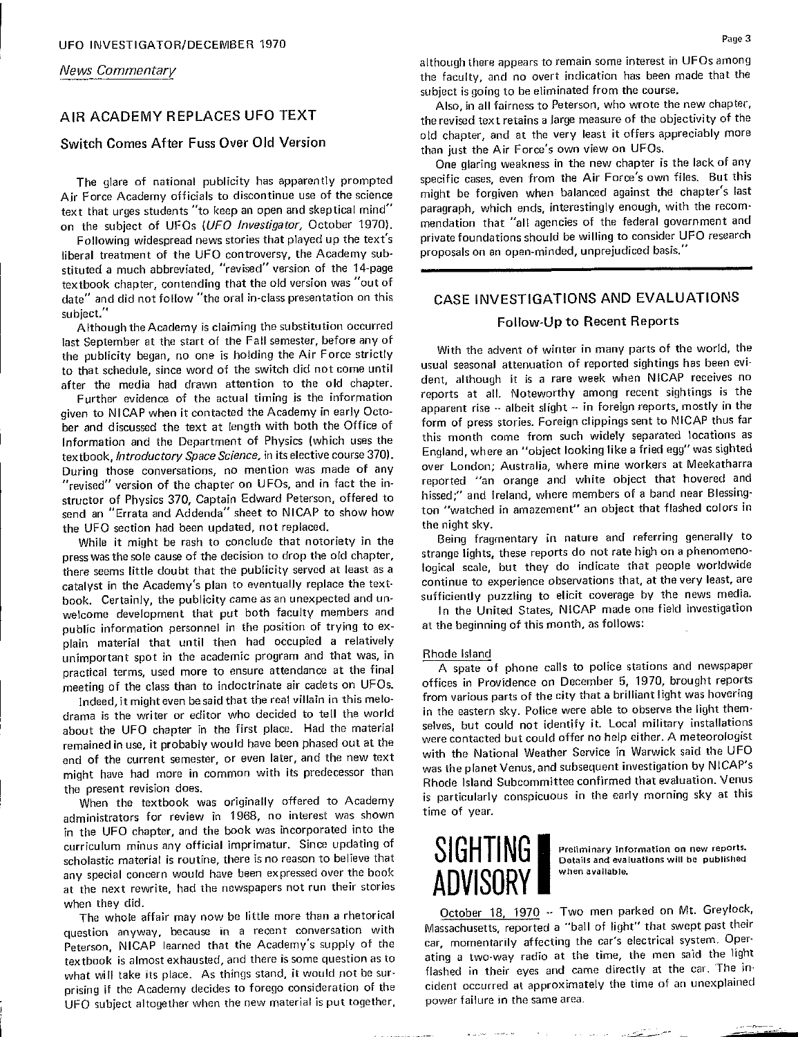*News Commentary*

## AIR ACADEMY REPLACES UFO TEXT

### Switch Comes After Fuss Over Old Version

The glare of national publicity has apparently prompted Air Force Academy officials to discontinue use of the science text that urges students "to keep an open and skeptical mind" on the subject of UFOs (*UFO Investigator*, October 1970).

Following widespread news stories that played up the text's liberal treatment of the UFO controversy, the Academy substituted a much abbreviated, "revised" version of the 14-page textbook chapter, contending that the old version was "out of date" and did not follow "the oral in-class presentation on this subject."

Although the Academy is claiming the substitution occurred last September at the start of the Fall semester, before any of the publicity began, no one is holding the Air Force strictly to that schedule, since word of the switch did not come until after the media had drawn attention to the old chapter.

Further evidence of the actual timing is the information given to NICAP when it contacted the Academy in early October and discussed the text at length with both the Office of Information and the Department of Physics (which uses the textbook, *Introductory Space Science*, in its elective course 370). During those conversations, no mention was made of any "revised" version of the chapter on UFOs, and in fact the instructor of Physics 370, Captain Edward Peterson, offered to send an "Errata and Addenda" sheet to NICAP to show how the UFO section had been updated, not replaced.

While it might be rash to conclude that notoriety in the press was the sole cause of the decision to drop the old chapter, there seems little doubt that the publicity served at least as a catalyst in the Academy's plan to eventually replace the textbook. Certainly, the publicity came as an unexpected and unwelcome development that put both faculty members and public information personnel in the position of trying to explain material that until then had occupied a relatively unimportant spot in the academic program and that was, in practical terms, used more to ensure attendance at the final meeting of the class than to indoctrinate air cadets on UFOs.

Indeed, it might even be said that the real villain in this melodrama is the writer or editor who decided to tell the world about the UFO chapter in the first place. Had the material remained in use, it probably would have been phased out at the end of the current semester, or even later, and the new text might have had more in common with its predecessor than the present revision does.

When the textbook was originally offered to Academy administrators for review in 1968, no interest was shown in the UFO chapter, and the book was incorporated into the curriculum minus any official imprimatur. Since updating of scholastic material is routine, there is no reason to believe that any special concern would have been expressed over the book at the next rewrite, had the newspapers not run their stories when they did.

The whole affair may now be little more than a rhetorical question anyway, because in a recent conversation with Peterson, NICAP learned that the Academy's supply of the textbook is almost exhausted, and there is some question as to what will take its place. As things stand, it would not be surprising if the Academy decides to forego consideration of the UFO subject altogether when the new material is put together, although there appears to remain some interest in UFOs among the faculty, and no overt indication has been made that the subject is going to be eliminated from the course.

Also, in all fairness to Peterson, who wrote the new chapter, the revised text retains a large measure of the objectivity of the old chapter, and at the very least it offers appreciably more than just the Air Force's own view on UFOs.

One glaring weakness in the new chapter is the lack of any specific cases, even from the Air Force's own files. But this might be forgiven when balanced against the chapter's last paragraph, which ends, interestingly enough, with the recommendation that "all agencies of the federal government and private foundations should be willing to consider UFO research proposals on an open-minded, unprejudiced basis."

## CASE INVESTIGATIONS AND EVALUATIONS

### Follow-Up to Recent Reports

With the advent of winter in many parts of the world, the usual seasonal attenuation of reported sightings has been evident, although it is a rare week when NICAP receives no reports at all. Noteworthy among recent sightings is the apparent rise -- albeit slight -- in foreign reports, mostly in the form of press stories. Foreign clippings sent to NICAP thus far this month come from such widely separated locations as England, where an "object looking like a fried egg" was sighted over London; Australia, where mine workers at Meekatharra reported "an orange and white object that hovered and hissed;" and Ireland, where members of a band near Blessington "watched in amazement" an object that flashed colors in the night sky.

Being fragmentary in nature and referring generally to strange lights, these reports do not rate high on a phenomenological scale, but they do indicate that people worldwide continue to experience observations that, at the very least, are sufficiently puzzling to elicit coverage by the news media.

In the United States, NICAP made one field investigation at the beginning of this month, as follows:

Rhode Island

A spate of phone calls to police stations and newspaper offices in Providence on December 5, 1970, brought reports from various parts of the city that a brilliant light was hovering in the eastern sky. Police were able to observe the light themselves, but could not identify it. Local military installations were contacted but could offer no help either. A meteorologist with the National Weather Service in Warwick said the UFO was the planet Venus, and subsequent investigation by NICAP's Rhode Island Subcommittee confirmed that evaluation. Venus is particularly conspicuous in the early morning sky at this time of year.

## SIGHTING ADVISORY

Preliminary information on new reports. Details and evaluations will be published when available.

October 18, 1970 -- Two men parked on Mt. Greylock, Massachusetts, reported a "ball of light" that swept past their car, momentarily affecting the car's electrical system. Operating a two-way radio at the time, the men said the light flashed in their eyes and came directly at the car. The incident occurred at approximately the time of an unexplained power failure in the same area.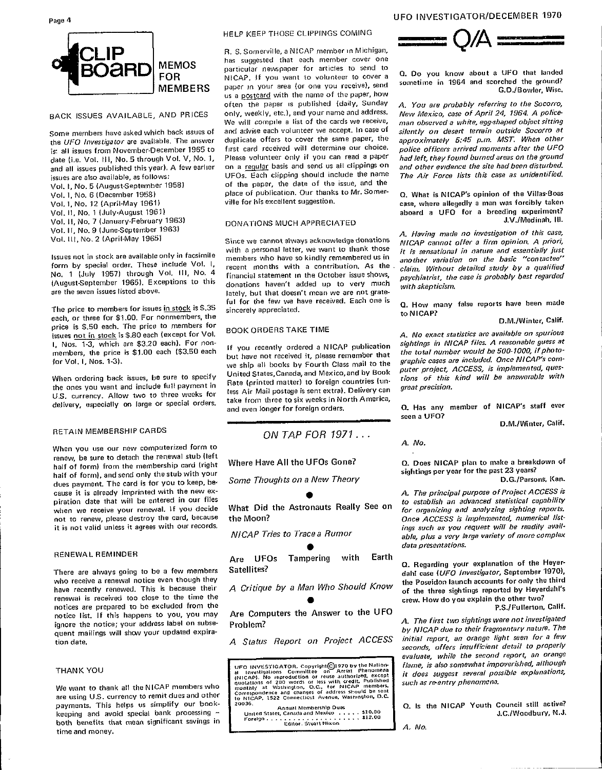# CLIP BOARD MEMOS FOR MEMBERS

## BACK ISSUES AVAILABLE, AND PRICES

Some members have asked which back issues of the *UFO Investigator* are available. The answer is: all issues from November-December 1965 to date (i.e. Vol. III, No. 5 through Vol. V, No. 1, and all issues published this year). A few earlier issues are also available, as follows:

Vol. I, No. 5 (August-September 1958)
Vol. I, No. 6 (December 1958)
Vol. I, No. 12 (April-May 1961)
Vol. II, No. 1 (July-August 1961)
Vol. II, No. 7 (January-February 1963)
Vol. II, No. 9 (June-September 1963)
Vol. III, No. 2 (April-May 1965)

Issues not in stock are available only in facsimile form by special order. These include Vol. I, No. 1 (July 1957) through Vol. III, No. 4 (August-September 1965). Exceptions to this are the seven issues listed above.

The price to members for issues in stock is $.35 each, or three for $1.00. For nonmembers, the price is $.50 each. The price to members for issues not in stock is $.80 each (except for Vol. I, Nos. 1-3, which are $3.20 each). For nonmembers, the price is $1.00 each ($3.50 each for Vol. I, Nos. 1-3).

When ordering back issues, be sure to specify the ones you want and include full payment in U.S. currency. Allow two to three weeks for delivery, especially on large or special orders.

## RETAIN MEMBERSHIP CARDS

When you use our new computerized form to renew, be sure to detach the renewal stub (left half of form) from the membership card (right half of form), and send only the stub with your dues payment. The card is for you to keep, because it is already imprinted with the new expiration date that will be entered in our files when we receive your renewal. If you decide not to renew, please destroy the card, because it is not valid unless it agrees with our records.

## RENEWAL REMINDER

There are always going to be a few members who receive a renewal notice even though they have recently renewed. This is because their renewal is received too close to the time the notices are prepared to be excluded from the notice list. If this happens to you, you may ignore the notice; your address label on subsequent mailings will show your updated expiration date.

## THANK YOU

We want to thank all the NICAP members who are using U.S. currency to remit dues and other payments. This helps us simplify our bookkeeping and avoid special bank processing – both benefits that mean significant savings in time and money.

## HELP KEEP THOSE CLIPPINGS COMING

R. S. Somerville, a NICAP member in Michigan, has suggested that each member cover one particular newspaper for articles to send to NICAP. If you want to volunteer to cover a paper in your area (or one you receive), send us a postcard with the name of the paper, how often the paper is published (daily, Sunday only, weekly, etc.), and your name and address. We will compile a list of the cards we receive, and advise each volunteer we accept. In case of duplicate offers to cover the same paper, the first card received will determine our choice. Please volunteer only if you can read a paper on a regular basis and send us all clippings on UFOs. Each clipping should include the name of the paper, the date of the issue, and the place of publication. Our thanks to Mr. Somerville for his excellent suggestion.

## DONATIONS MUCH APPRECIATED

Since we cannot always acknowledge donations with a personal letter, we want to thank those members who have so kindly remembered us in recent months with a contribution. As the financial statement in the October issue shows, donations haven't added up to very much lately, but that doesn't mean we are not grateful for the few we have received. Each one is sincerely appreciated.

## BOOK ORDERS TAKE TIME

If you recently ordered a NICAP publication but have not received it, please remember that we ship all books by Fourth Class mail to the United States, Canada, and Mexico, and by Book Rate (printed matter) to foreign countries (unless Air Mail postage is sent extra). Delivery can take from three to six weeks in North America, and even longer for foreign orders.

## *ON TAP FOR 1971 . . .*

**Where Have All the UFOs Gone?**

*Some Thoughts on a New Theory*

**What Did the Astronauts Really See on the Moon?**

*NICAP Tries to Trace a Rumor*

**Are UFOs Tampering with Earth Satellites?**

*A Critique by a Man Who Should Know*

**Are Computers the Answer to the UFO Problem?**

*A Status Report on Project ACCESS*

UFO INVESTIGATOR. Copyright © 1970 by the National Investigations Committee on Aerial Phenomena (NICAP). No reproduction or reuse authorized, except quotations of 200 words or less with credit. Published monthly at Washington, D.C., for NICAP members. Correspondence and changes of address should be sent to NICAP, 1522 Connecticut Avenue, Washington, D.C. 20036.

Annual Membership Dues
United States, Canada and Mexico . . . . . $10.00
Foreign . . . . . . . . . . . . . . . . . . . . . $12.00
Editor: Stuart Nixon

# Q/A

Q. Do you know about a UFO that landed sometime in 1964 and scorched the ground?
G.D./Bowler, Wisc.

*A. You are probably referring to the Socorro, New Mexico, case of April 24, 1964. A policeman observed a white, egg-shaped object sitting silently on desert terrain outside Socorro at approximately 5:45 p.m. MST. When other police officers arrived moments after the UFO had left, they found burned areas on the ground and other evidence the site had been disturbed. The Air Force lists this case as unidentified.*

Q. What is NICAP's opinion of the Villas-Boas case, where allegedly a man was forcibly taken aboard a UFO for a breeding experiment?
J.V./Medinah, Ill.

*A. Having made no investigation of this case, NICAP cannot offer a firm opinion. A priori, it is sensational in nature and essentially just another variation on the basic "contactee" claim. Without detailed study by a qualified psychiatrist, the case is probably best regarded with skepticism.*

Q. How many false reports have been made to NICAP?
D.M./Winter, Calif.

*A. No exact statistics are available on spurious sightings in NICAP files. A reasonable guess at the total number would be 500-1000, if photographic cases are included. Once NICAP's computer project, ACCESS, is implemented, questions of this kind will be answerable with great precision.*

Q. Has any member of NICAP's staff ever seen a UFO?
D.M./Winter, Calif.

*A. No.*

Q. Does NICAP plan to make a breakdown of sightings per year for the past 23 years?
D.G./Parsons, Kan.

*A. The principal purpose of Project ACCESS is to establish an advanced statistical capability for organizing and analyzing sighting reports. Once ACCESS is implemented, numerical listings such as you request will be readily available, plus a very large variety of more complex data presentations.*

Q. Regarding your explanation of the Heyerdahl case (*UFO Investigator*, September 1970), the Poseidon launch accounts for only the third of the three sightings reported by Heyerdahl's crew. How do you explain the other two?
P.S./Fullerton, Calif.

*A. The first two sightings were not investigated by NICAP due to their fragmentary nature. The initial report, an orange light seen for a few seconds, offers insufficient detail to properly evaluate, while the second report, an orange flame, is also somewhat impoverished, although it does suggest several possible explanations, such as re-entry phenomena.*

Q. Is the NICAP Youth Council still active?
J.C./Woodbury, N.J.

*A. No.*